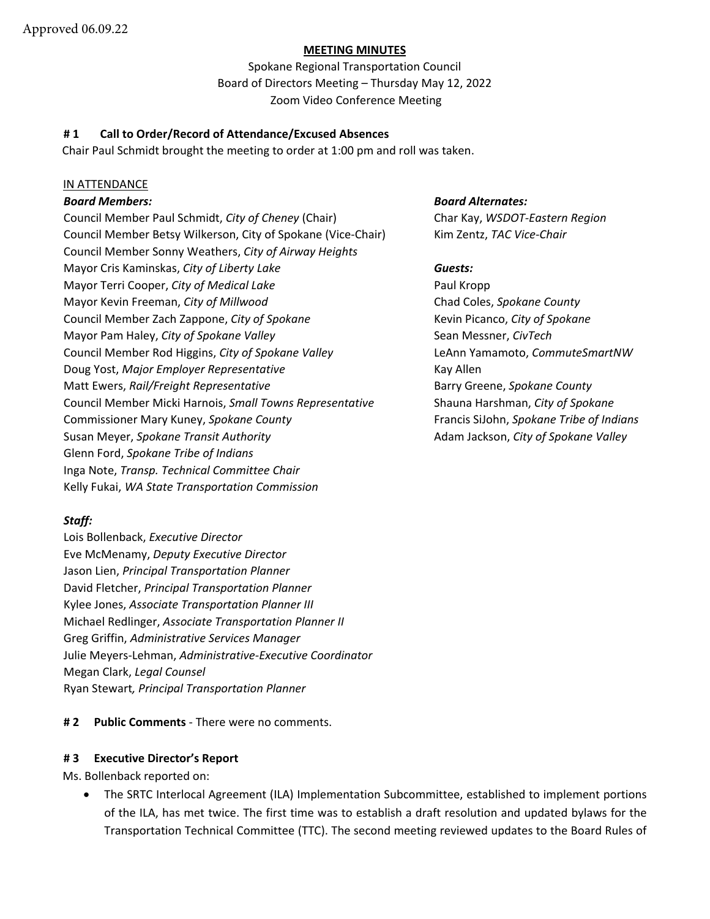Approved 06.09.22

**MEETING MINUTES**

Spokane Regional Transportation Council
Board of Directors Meeting – Thursday May 12, 2022
Zoom Video Conference Meeting

**# 1 Call to Order/Record of Attendance/Excused Absences**

Chair Paul Schmidt brought the meeting to order at 1:00 pm and roll was taken.

IN ATTENDANCE

***Board Members:***

Council Member Paul Schmidt, *City of Cheney* (Chair)
Council Member Betsy Wilkerson, City of Spokane (Vice-Chair)
Council Member Sonny Weathers, *City of Airway Heights*
Mayor Cris Kaminskas, *City of Liberty Lake*
Mayor Terri Cooper, *City of Medical Lake*
Mayor Kevin Freeman, *City of Millwood*
Council Member Zach Zappone, *City of Spokane*
Mayor Pam Haley, *City of Spokane Valley*
Council Member Rod Higgins, *City of Spokane Valley*
Doug Yost, *Major Employer Representative*
Matt Ewers, *Rail/Freight Representative*
Council Member Micki Harnois, *Small Towns Representative*
Commissioner Mary Kuney, *Spokane County*
Susan Meyer, *Spokane Transit Authority*
Glenn Ford, *Spokane Tribe of Indians*
Inga Note, *Transp. Technical Committee Chair*
Kelly Fukai, *WA State Transportation Commission*

***Board Alternates:***

Char Kay, *WSDOT-Eastern Region*
Kim Zentz, *TAC Vice-Chair*

***Guests:***

Paul Kropp
Chad Coles, *Spokane County*
Kevin Picanco, *City of Spokane*
Sean Messner, *CivTech*
LeAnn Yamamoto, *CommuteSmartNW*
Kay Allen
Barry Greene, *Spokane County*
Shauna Harshman, *City of Spokane*
Francis SiJohn, *Spokane Tribe of Indians*
Adam Jackson, *City of Spokane Valley*

***Staff:***

Lois Bollenback, *Executive Director*
Eve McMenamy, *Deputy Executive Director*
Jason Lien, *Principal Transportation Planner*
David Fletcher, *Principal Transportation Planner*
Kylee Jones, *Associate Transportation Planner III*
Michael Redlinger, *Associate Transportation Planner II*
Greg Griffin, *Administrative Services Manager*
Julie Meyers-Lehman, *Administrative-Executive Coordinator*
Megan Clark, *Legal Counsel*
Ryan Stewart*, Principal Transportation Planner*

**# 2 Public Comments** - There were no comments.

**# 3 Executive Director's Report**

Ms. Bollenback reported on:

- The SRTC Interlocal Agreement (ILA) Implementation Subcommittee, established to implement portions of the ILA, has met twice. The first time was to establish a draft resolution and updated bylaws for the Transportation Technical Committee (TTC). The second meeting reviewed updates to the Board Rules of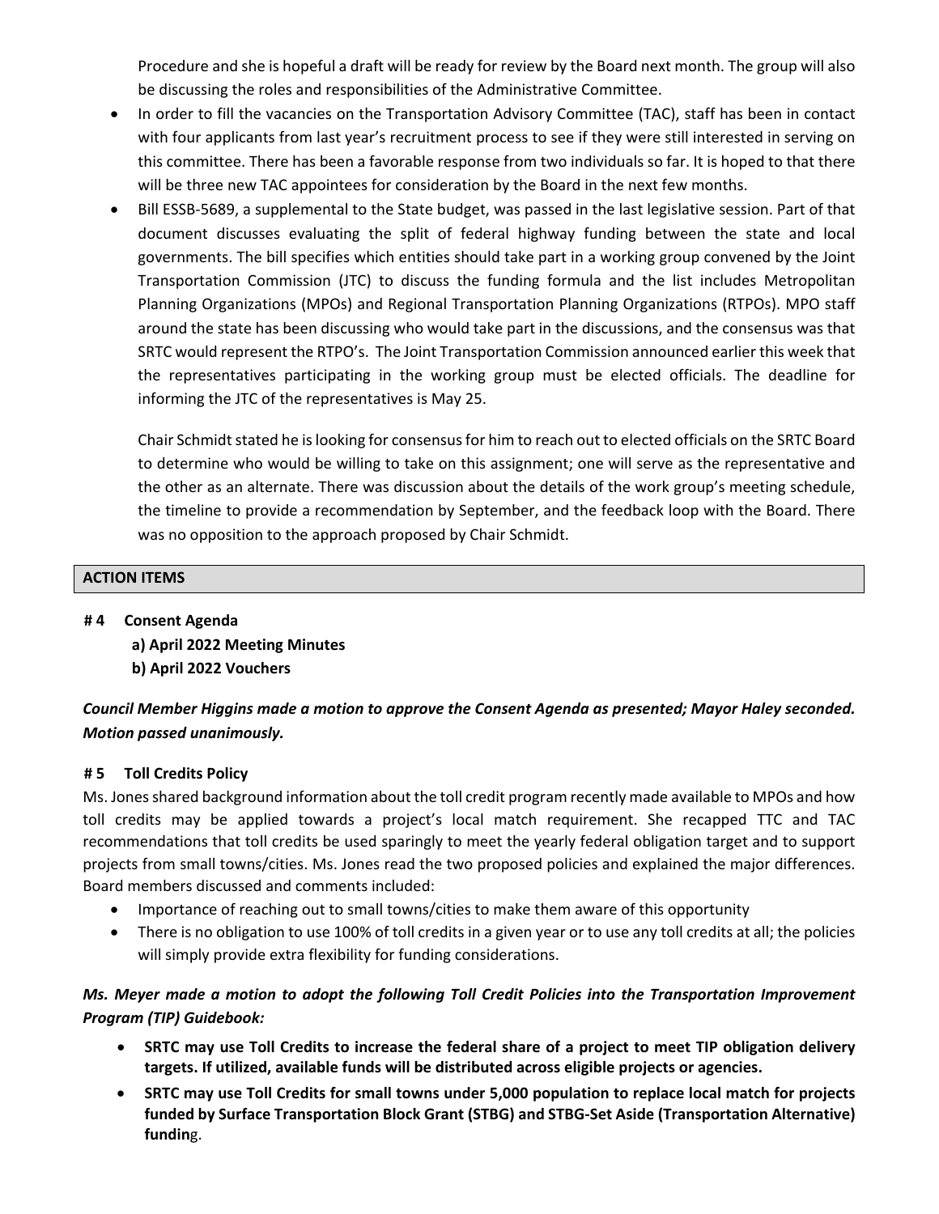Procedure and she is hopeful a draft will be ready for review by the Board next month. The group will also be discussing the roles and responsibilities of the Administrative Committee.

- In order to fill the vacancies on the Transportation Advisory Committee (TAC), staff has been in contact with four applicants from last year's recruitment process to see if they were still interested in serving on this committee. There has been a favorable response from two individuals so far. It is hoped to that there will be three new TAC appointees for consideration by the Board in the next few months.
- Bill ESSB-5689, a supplemental to the State budget, was passed in the last legislative session. Part of that document discusses evaluating the split of federal highway funding between the state and local governments. The bill specifies which entities should take part in a working group convened by the Joint Transportation Commission (JTC) to discuss the funding formula and the list includes Metropolitan Planning Organizations (MPOs) and Regional Transportation Planning Organizations (RTPOs). MPO staff around the state has been discussing who would take part in the discussions, and the consensus was that SRTC would represent the RTPO's. The Joint Transportation Commission announced earlier this week that the representatives participating in the working group must be elected officials. The deadline for informing the JTC of the representatives is May 25.

  Chair Schmidt stated he is looking for consensus for him to reach out to elected officials on the SRTC Board to determine who would be willing to take on this assignment; one will serve as the representative and the other as an alternate. There was discussion about the details of the work group's meeting schedule, the timeline to provide a recommendation by September, and the feedback loop with the Board. There was no opposition to the approach proposed by Chair Schmidt.

## ACTION ITEMS

**# 4 Consent Agenda**

**a) April 2022 Meeting Minutes**

**b) April 2022 Vouchers**

***Council Member Higgins made a motion to approve the Consent Agenda as presented; Mayor Haley seconded. Motion passed unanimously.***

**# 5 Toll Credits Policy**

Ms. Jones shared background information about the toll credit program recently made available to MPOs and how toll credits may be applied towards a project's local match requirement. She recapped TTC and TAC recommendations that toll credits be used sparingly to meet the yearly federal obligation target and to support projects from small towns/cities. Ms. Jones read the two proposed policies and explained the major differences. Board members discussed and comments included:

- Importance of reaching out to small towns/cities to make them aware of this opportunity
- There is no obligation to use 100% of toll credits in a given year or to use any toll credits at all; the policies will simply provide extra flexibility for funding considerations.

***Ms. Meyer made a motion to adopt the following Toll Credit Policies into the Transportation Improvement Program (TIP) Guidebook:***

- **SRTC may use Toll Credits to increase the federal share of a project to meet TIP obligation delivery targets. If utilized, available funds will be distributed across eligible projects or agencies.**
- **SRTC may use Toll Credits for small towns under 5,000 population to replace local match for projects funded by Surface Transportation Block Grant (STBG) and STBG-Set Aside (Transportation Alternative) fundin**g.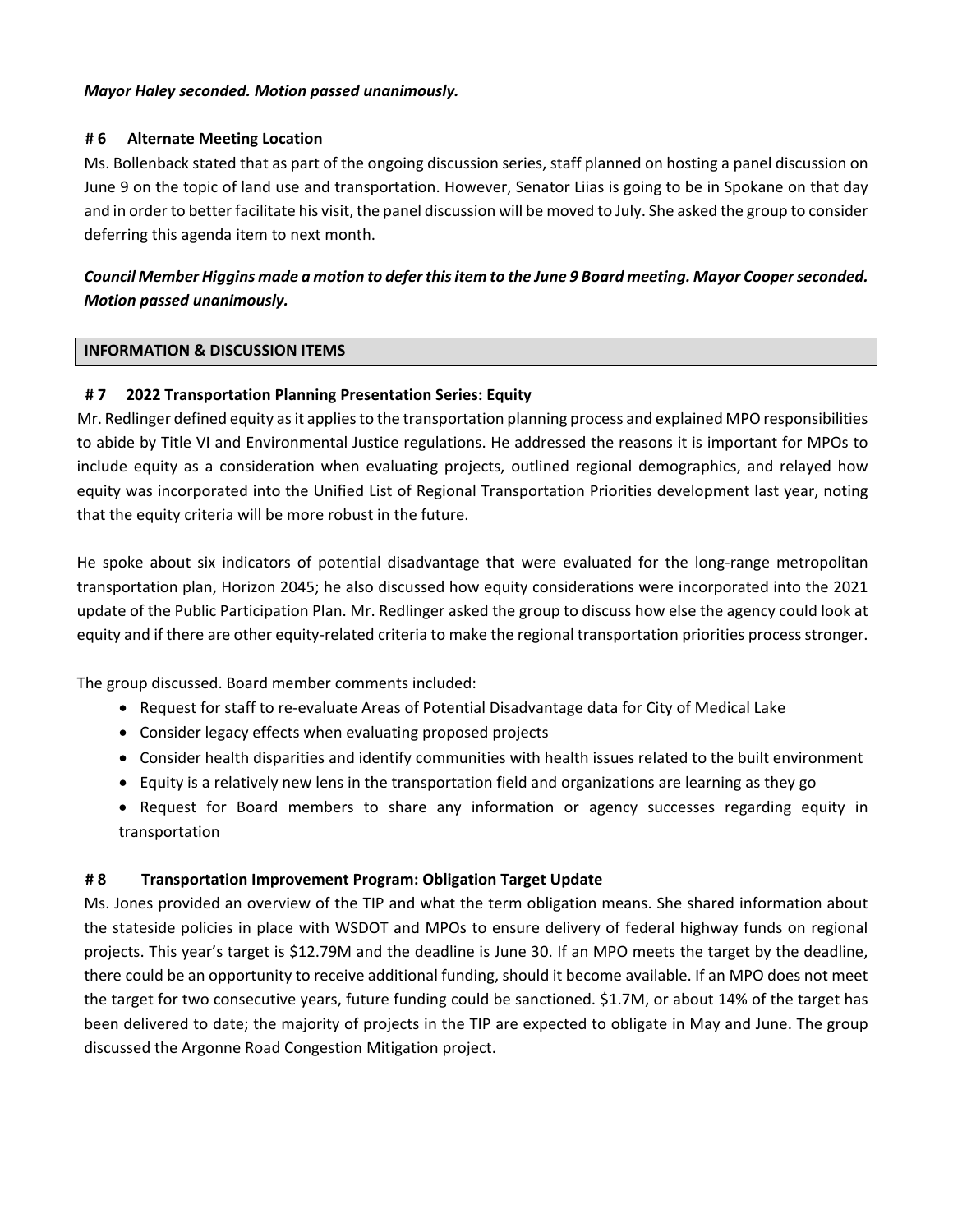***Mayor Haley seconded. Motion passed unanimously.***

**# 6 Alternate Meeting Location**

Ms. Bollenback stated that as part of the ongoing discussion series, staff planned on hosting a panel discussion on June 9 on the topic of land use and transportation. However, Senator Liias is going to be in Spokane on that day and in order to better facilitate his visit, the panel discussion will be moved to July. She asked the group to consider deferring this agenda item to next month.

***Council Member Higgins made a motion to defer this item to the June 9 Board meeting. Mayor Cooper seconded. Motion passed unanimously.***

**INFORMATION & DISCUSSION ITEMS**

**# 7 2022 Transportation Planning Presentation Series: Equity**

Mr. Redlinger defined equity as it applies to the transportation planning process and explained MPO responsibilities to abide by Title VI and Environmental Justice regulations. He addressed the reasons it is important for MPOs to include equity as a consideration when evaluating projects, outlined regional demographics, and relayed how equity was incorporated into the Unified List of Regional Transportation Priorities development last year, noting that the equity criteria will be more robust in the future.

He spoke about six indicators of potential disadvantage that were evaluated for the long-range metropolitan transportation plan, Horizon 2045; he also discussed how equity considerations were incorporated into the 2021 update of the Public Participation Plan. Mr. Redlinger asked the group to discuss how else the agency could look at equity and if there are other equity-related criteria to make the regional transportation priorities process stronger.

The group discussed. Board member comments included:

- Request for staff to re-evaluate Areas of Potential Disadvantage data for City of Medical Lake
- Consider legacy effects when evaluating proposed projects
- Consider health disparities and identify communities with health issues related to the built environment
- Equity is a relatively new lens in the transportation field and organizations are learning as they go
- Request for Board members to share any information or agency successes regarding equity in transportation

**# 8 Transportation Improvement Program: Obligation Target Update**

Ms. Jones provided an overview of the TIP and what the term obligation means. She shared information about the stateside policies in place with WSDOT and MPOs to ensure delivery of federal highway funds on regional projects. This year's target is $12.79M and the deadline is June 30. If an MPO meets the target by the deadline, there could be an opportunity to receive additional funding, should it become available. If an MPO does not meet the target for two consecutive years, future funding could be sanctioned. $1.7M, or about 14% of the target has been delivered to date; the majority of projects in the TIP are expected to obligate in May and June. The group discussed the Argonne Road Congestion Mitigation project.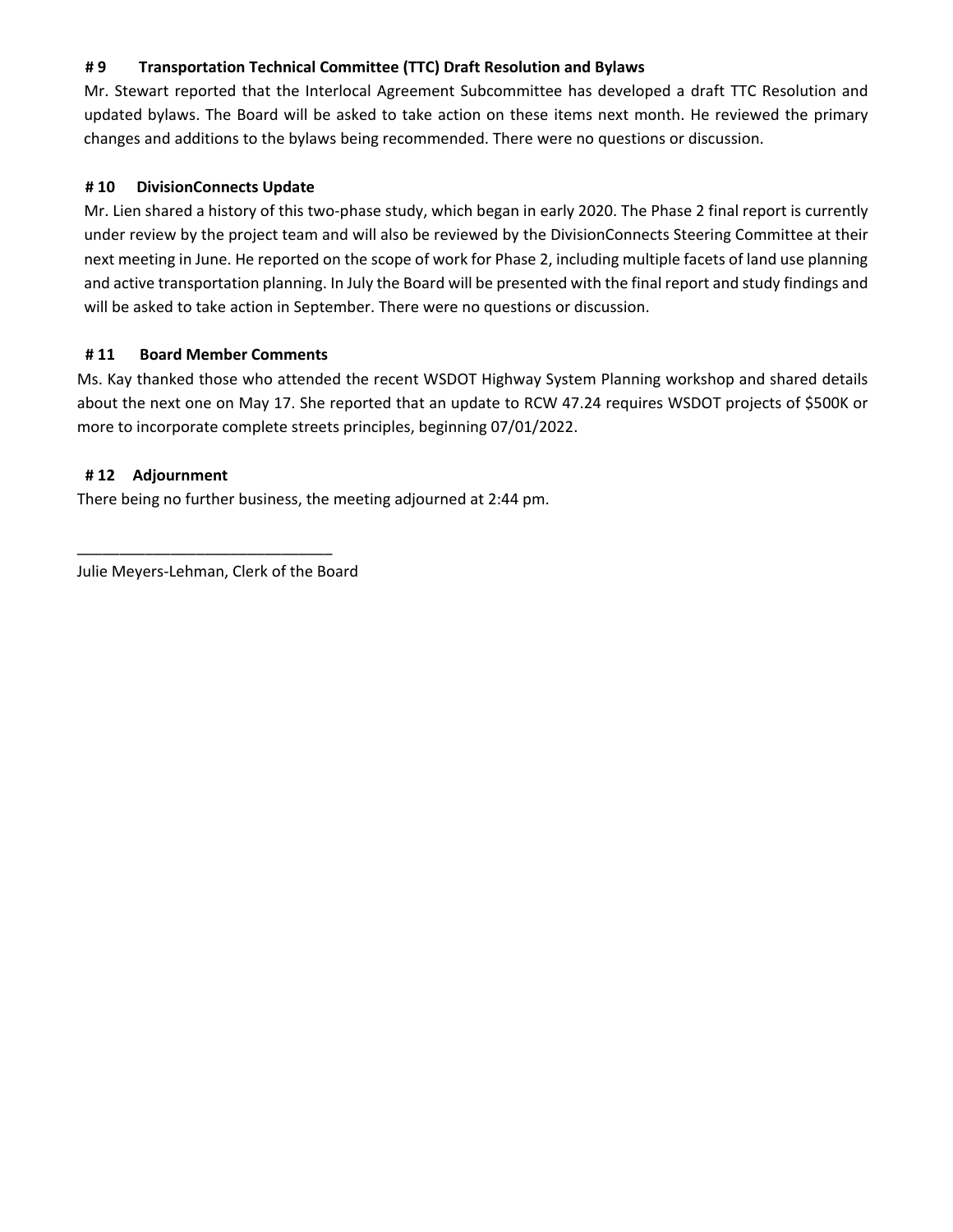**# 9 Transportation Technical Committee (TTC) Draft Resolution and Bylaws**

Mr. Stewart reported that the Interlocal Agreement Subcommittee has developed a draft TTC Resolution and updated bylaws. The Board will be asked to take action on these items next month. He reviewed the primary changes and additions to the bylaws being recommended. There were no questions or discussion.

**# 10 DivisionConnects Update**

Mr. Lien shared a history of this two-phase study, which began in early 2020. The Phase 2 final report is currently under review by the project team and will also be reviewed by the DivisionConnects Steering Committee at their next meeting in June. He reported on the scope of work for Phase 2, including multiple facets of land use planning and active transportation planning. In July the Board will be presented with the final report and study findings and will be asked to take action in September. There were no questions or discussion.

**# 11 Board Member Comments**

Ms. Kay thanked those who attended the recent WSDOT Highway System Planning workshop and shared details about the next one on May 17. She reported that an update to RCW 47.24 requires WSDOT projects of $500K or more to incorporate complete streets principles, beginning 07/01/2022.

**# 12 Adjournment**

There being no further business, the meeting adjourned at 2:44 pm.

\_\_\_\_\_\_\_\_\_\_\_\_\_\_\_\_\_\_\_\_\_\_\_\_\_\_\_\_\_\_

Julie Meyers-Lehman, Clerk of the Board